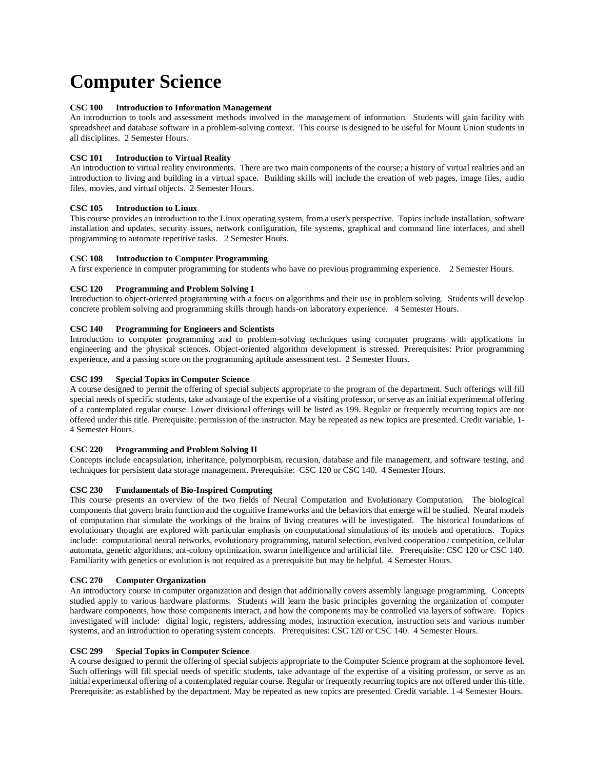# Computer Science

**CSC 100 Introduction to Information Management**
An introduction to tools and assessment methods involved in the management of information. Students will gain facility with spreadsheet and database software in a problem-solving context. This course is designed to be useful for Mount Union students in all disciplines. 2 Semester Hours.

**CSC 101 Introduction to Virtual Reality**
An introduction to virtual reality environments. There are two main components of the course; a history of virtual realities and an introduction to living and building in a virtual space. Building skills will include the creation of web pages, image files, audio files, movies, and virtual objects. 2 Semester Hours.

**CSC 105 Introduction to Linux**
This course provides an introduction to the Linux operating system, from a user's perspective. Topics include installation, software installation and updates, security issues, network configuration, file systems, graphical and command line interfaces, and shell programming to automate repetitive tasks. 2 Semester Hours.

**CSC 108 Introduction to Computer Programming**
A first experience in computer programming for students who have no previous programming experience. 2 Semester Hours.

**CSC 120 Programming and Problem Solving I**
Introduction to object-oriented programming with a focus on algorithms and their use in problem solving. Students will develop concrete problem solving and programming skills through hands-on laboratory experience. 4 Semester Hours.

**CSC 140 Programming for Engineers and Scientists**
Introduction to computer programming and to problem-solving techniques using computer programs with applications in engineering and the physical sciences. Object-oriented algorithm development is stressed. Prerequisites: Prior programming experience, and a passing score on the programming aptitude assessment test. 2 Semester Hours.

**CSC 199 Special Topics in Computer Science**
A course designed to permit the offering of special subjects appropriate to the program of the department. Such offerings will fill special needs of specific students, take advantage of the expertise of a visiting professor, or serve as an initial experimental offering of a contemplated regular course. Lower divisional offerings will be listed as 199. Regular or frequently recurring topics are not offered under this title. Prerequisite: permission of the instructor. May be repeated as new topics are presented. Credit variable, 1-4 Semester Hours.

**CSC 220 Programming and Problem Solving II**
Concepts include encapsulation, inheritance, polymorphism, recursion, database and file management, and software testing, and techniques for persistent data storage management. Prerequisite: CSC 120 or CSC 140. 4 Semester Hours.

**CSC 230 Fundamentals of Bio-Inspired Computing**
This course presents an overview of the two fields of Neural Computation and Evolutionary Computation. The biological components that govern brain function and the cognitive frameworks and the behaviors that emerge will be studied. Neural models of computation that simulate the workings of the brains of living creatures will be investigated. The historical foundations of evolutionary thought are explored with particular emphasis on computational simulations of its models and operations. Topics include: computational neural networks, evolutionary programming, natural selection, evolved cooperation / competition, cellular automata, genetic algorithms, ant-colony optimization, swarm intelligence and artificial life. Prerequisite: CSC 120 or CSC 140. Familiarity with genetics or evolution is not required as a prerequisite but may be helpful. 4 Semester Hours.

**CSC 270 Computer Organization**
An introductory course in computer organization and design that additionally covers assembly language programming. Concepts studied apply to various hardware platforms. Students will learn the basic principles governing the organization of computer hardware components, how those components interact, and how the components may be controlled via layers of software. Topics investigated will include: digital logic, registers, addressing modes, instruction execution, instruction sets and various number systems, and an introduction to operating system concepts. Prerequisites: CSC 120 or CSC 140. 4 Semester Hours.

**CSC 299 Special Topics in Computer Science**
A course designed to permit the offering of special subjects appropriate to the Computer Science program at the sophomore level. Such offerings will fill special needs of specific students, take advantage of the expertise of a visiting professor, or serve as an initial experimental offering of a contemplated regular course. Regular or frequently recurring topics are not offered under this title. Prerequisite: as established by the department. May be repeated as new topics are presented. Credit variable. 1-4 Semester Hours.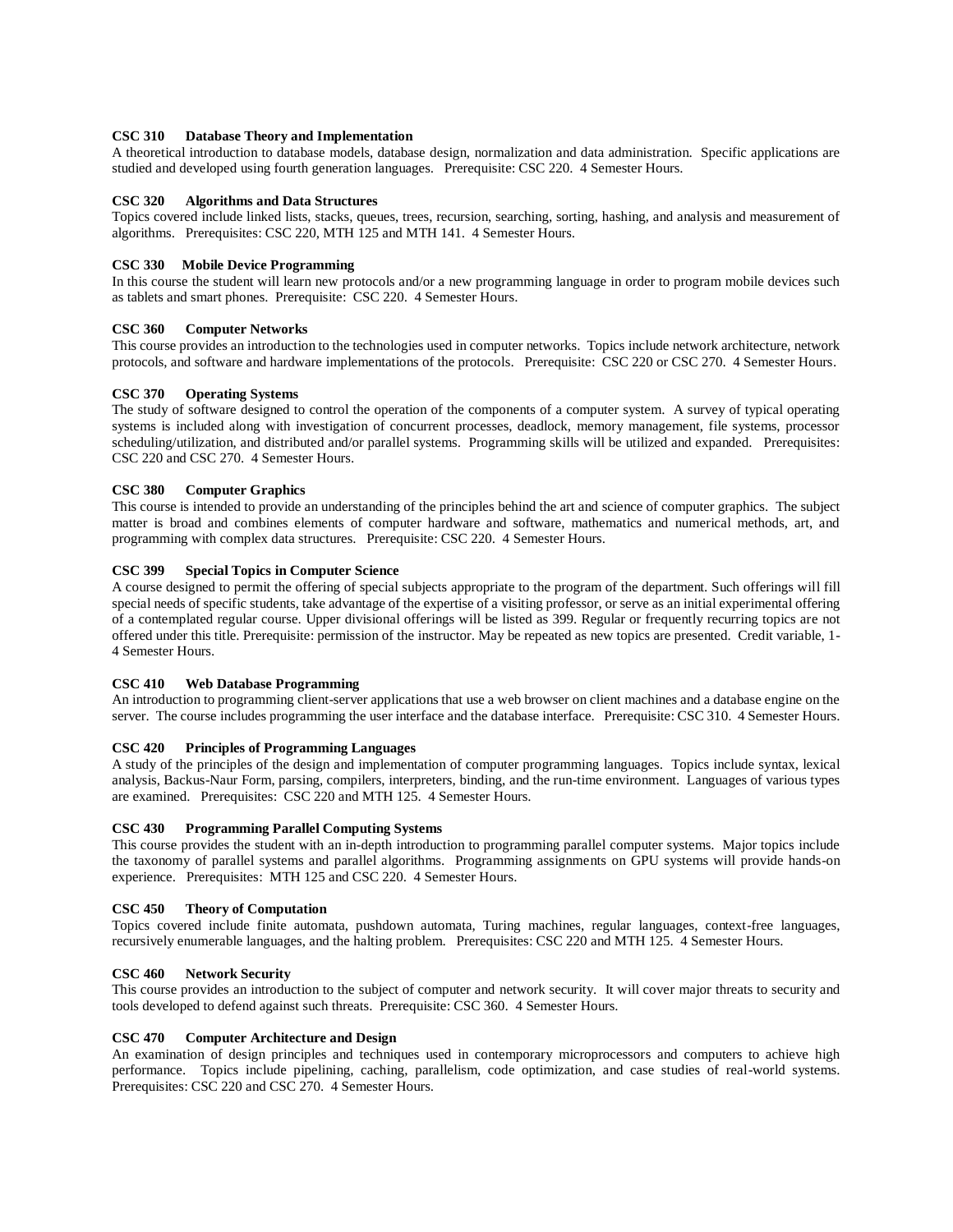**CSC 310 Database Theory and Implementation**

A theoretical introduction to database models, database design, normalization and data administration. Specific applications are studied and developed using fourth generation languages. Prerequisite: CSC 220. 4 Semester Hours.

**CSC 320 Algorithms and Data Structures**

Topics covered include linked lists, stacks, queues, trees, recursion, searching, sorting, hashing, and analysis and measurement of algorithms. Prerequisites: CSC 220, MTH 125 and MTH 141. 4 Semester Hours.

**CSC 330 Mobile Device Programming**

In this course the student will learn new protocols and/or a new programming language in order to program mobile devices such as tablets and smart phones. Prerequisite: CSC 220. 4 Semester Hours.

**CSC 360 Computer Networks**

This course provides an introduction to the technologies used in computer networks. Topics include network architecture, network protocols, and software and hardware implementations of the protocols. Prerequisite: CSC 220 or CSC 270. 4 Semester Hours.

**CSC 370 Operating Systems**

The study of software designed to control the operation of the components of a computer system. A survey of typical operating systems is included along with investigation of concurrent processes, deadlock, memory management, file systems, processor scheduling/utilization, and distributed and/or parallel systems. Programming skills will be utilized and expanded. Prerequisites: CSC 220 and CSC 270. 4 Semester Hours.

**CSC 380 Computer Graphics**

This course is intended to provide an understanding of the principles behind the art and science of computer graphics. The subject matter is broad and combines elements of computer hardware and software, mathematics and numerical methods, art, and programming with complex data structures. Prerequisite: CSC 220. 4 Semester Hours.

**CSC 399 Special Topics in Computer Science**

A course designed to permit the offering of special subjects appropriate to the program of the department. Such offerings will fill special needs of specific students, take advantage of the expertise of a visiting professor, or serve as an initial experimental offering of a contemplated regular course. Upper divisional offerings will be listed as 399. Regular or frequently recurring topics are not offered under this title. Prerequisite: permission of the instructor. May be repeated as new topics are presented. Credit variable, 1-4 Semester Hours.

**CSC 410 Web Database Programming**

An introduction to programming client-server applications that use a web browser on client machines and a database engine on the server. The course includes programming the user interface and the database interface. Prerequisite: CSC 310. 4 Semester Hours.

**CSC 420 Principles of Programming Languages**

A study of the principles of the design and implementation of computer programming languages. Topics include syntax, lexical analysis, Backus-Naur Form, parsing, compilers, interpreters, binding, and the run-time environment. Languages of various types are examined. Prerequisites: CSC 220 and MTH 125. 4 Semester Hours.

**CSC 430 Programming Parallel Computing Systems**

This course provides the student with an in-depth introduction to programming parallel computer systems. Major topics include the taxonomy of parallel systems and parallel algorithms. Programming assignments on GPU systems will provide hands-on experience. Prerequisites: MTH 125 and CSC 220. 4 Semester Hours.

**CSC 450 Theory of Computation**

Topics covered include finite automata, pushdown automata, Turing machines, regular languages, context-free languages, recursively enumerable languages, and the halting problem. Prerequisites: CSC 220 and MTH 125. 4 Semester Hours.

**CSC 460 Network Security**

This course provides an introduction to the subject of computer and network security. It will cover major threats to security and tools developed to defend against such threats. Prerequisite: CSC 360. 4 Semester Hours.

**CSC 470 Computer Architecture and Design**

An examination of design principles and techniques used in contemporary microprocessors and computers to achieve high performance. Topics include pipelining, caching, parallelism, code optimization, and case studies of real-world systems. Prerequisites: CSC 220 and CSC 270. 4 Semester Hours.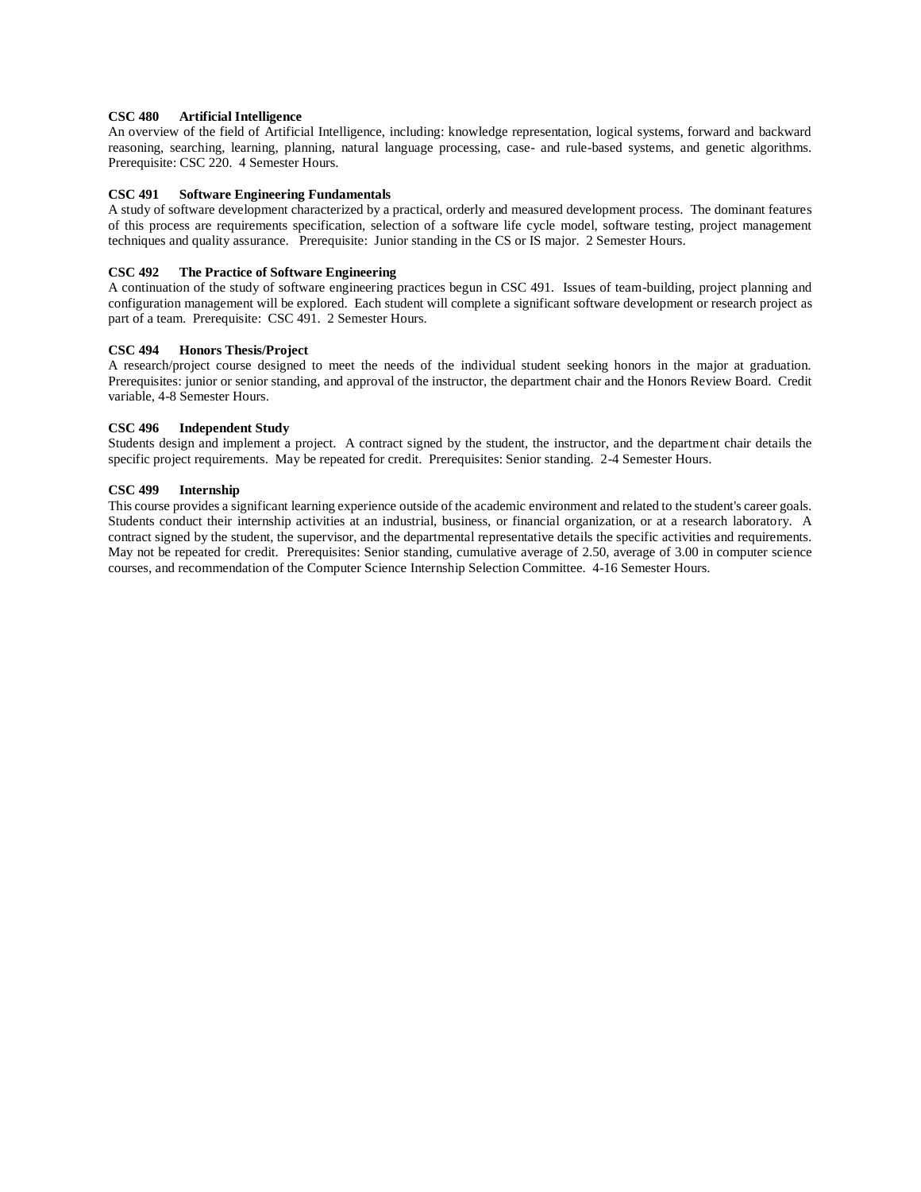**CSC 480 Artificial Intelligence**
An overview of the field of Artificial Intelligence, including: knowledge representation, logical systems, forward and backward reasoning, searching, learning, planning, natural language processing, case- and rule-based systems, and genetic algorithms. Prerequisite: CSC 220. 4 Semester Hours.

**CSC 491 Software Engineering Fundamentals**
A study of software development characterized by a practical, orderly and measured development process. The dominant features of this process are requirements specification, selection of a software life cycle model, software testing, project management techniques and quality assurance. Prerequisite: Junior standing in the CS or IS major. 2 Semester Hours.

**CSC 492 The Practice of Software Engineering**
A continuation of the study of software engineering practices begun in CSC 491. Issues of team-building, project planning and configuration management will be explored. Each student will complete a significant software development or research project as part of a team. Prerequisite: CSC 491. 2 Semester Hours.

**CSC 494 Honors Thesis/Project**
A research/project course designed to meet the needs of the individual student seeking honors in the major at graduation. Prerequisites: junior or senior standing, and approval of the instructor, the department chair and the Honors Review Board. Credit variable, 4-8 Semester Hours.

**CSC 496 Independent Study**
Students design and implement a project. A contract signed by the student, the instructor, and the department chair details the specific project requirements. May be repeated for credit. Prerequisites: Senior standing. 2-4 Semester Hours.

**CSC 499 Internship**
This course provides a significant learning experience outside of the academic environment and related to the student's career goals. Students conduct their internship activities at an industrial, business, or financial organization, or at a research laboratory. A contract signed by the student, the supervisor, and the departmental representative details the specific activities and requirements. May not be repeated for credit. Prerequisites: Senior standing, cumulative average of 2.50, average of 3.00 in computer science courses, and recommendation of the Computer Science Internship Selection Committee. 4-16 Semester Hours.